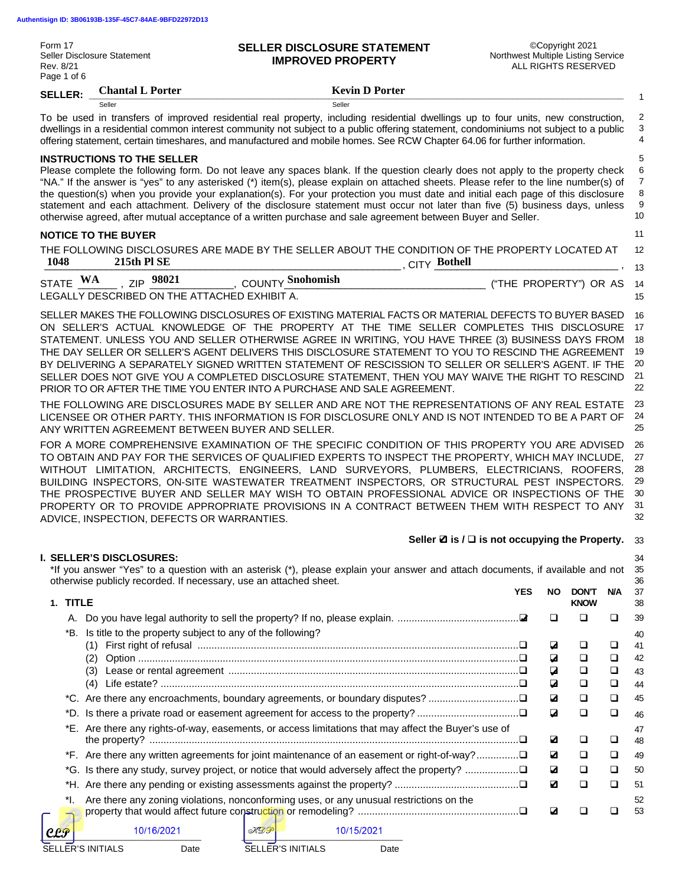Authentisign ID: 3B06193B-135F-45C7-84AE-9BFD22972D13

Form 17
Seller Disclosure Statement
Rev. 8/21

# SELLER DISCLOSURE STATEMENT
## IMPROVED PROPERTY

©Copyright 2021
Northwest Multiple Listing Service
ALL RIGHTS RESERVED

**SELLER:** Chantal L Porter (Seller) Kevin D Porter (Seller)

To be used in transfers of improved residential real property, including residential dwellings up to four units, new construction, dwellings in a residential common interest community not subject to a public offering statement, condominiums not subject to a public offering statement, certain timeshares, and manufactured and mobile homes. See RCW Chapter 64.06 for further information.

**INSTRUCTIONS TO THE SELLER**

Please complete the following form. Do not leave any spaces blank. If the question clearly does not apply to the property check "NA." If the answer is "yes" to any asterisked (*) item(s), please explain on attached sheets. Please refer to the line number(s) of the question(s) when you provide your explanation(s). For your protection you must date and initial each page of this disclosure statement and each attachment. Delivery of the disclosure statement must occur not later than five (5) business days, unless otherwise agreed, after mutual acceptance of a written purchase and sale agreement between Buyer and Seller.

**NOTICE TO THE BUYER**

THE FOLLOWING DISCLOSURES ARE MADE BY THE SELLER ABOUT THE CONDITION OF THE PROPERTY LOCATED AT 1048 215th Pl SE, CITY Bothell, STATE WA, ZIP 98021, COUNTY Snohomish ("THE PROPERTY") OR AS LEGALLY DESCRIBED ON THE ATTACHED EXHIBIT A.

SELLER MAKES THE FOLLOWING DISCLOSURES OF EXISTING MATERIAL FACTS OR MATERIAL DEFECTS TO BUYER BASED ON SELLER'S ACTUAL KNOWLEDGE OF THE PROPERTY AT THE TIME SELLER COMPLETES THIS DISCLOSURE STATEMENT. UNLESS YOU AND SELLER OTHERWISE AGREE IN WRITING, YOU HAVE THREE (3) BUSINESS DAYS FROM THE DAY SELLER OR SELLER'S AGENT DELIVERS THIS DISCLOSURE STATEMENT TO YOU TO RESCIND THE AGREEMENT BY DELIVERING A SEPARATELY SIGNED WRITTEN STATEMENT OF RESCISSION TO SELLER OR SELLER'S AGENT. IF THE SELLER DOES NOT GIVE YOU A COMPLETED DISCLOSURE STATEMENT, THEN YOU MAY WAIVE THE RIGHT TO RESCIND PRIOR TO OR AFTER THE TIME YOU ENTER INTO A PURCHASE AND SALE AGREEMENT.

THE FOLLOWING ARE DISCLOSURES MADE BY SELLER AND ARE NOT THE REPRESENTATIONS OF ANY REAL ESTATE LICENSEE OR OTHER PARTY. THIS INFORMATION IS FOR DISCLOSURE ONLY AND IS NOT INTENDED TO BE A PART OF ANY WRITTEN AGREEMENT BETWEEN BUYER AND SELLER.

FOR A MORE COMPREHENSIVE EXAMINATION OF THE SPECIFIC CONDITION OF THIS PROPERTY YOU ARE ADVISED TO OBTAIN AND PAY FOR THE SERVICES OF QUALIFIED EXPERTS TO INSPECT THE PROPERTY, WHICH MAY INCLUDE, WITHOUT LIMITATION, ARCHITECTS, ENGINEERS, LAND SURVEYORS, PLUMBERS, ELECTRICIANS, ROOFERS, BUILDING INSPECTORS, ON-SITE WASTEWATER TREATMENT INSPECTORS, OR STRUCTURAL PEST INSPECTORS. THE PROSPECTIVE BUYER AND SELLER MAY WISH TO OBTAIN PROFESSIONAL ADVICE OR INSPECTIONS OF THE PROPERTY OR TO PROVIDE APPROPRIATE PROVISIONS IN A CONTRACT BETWEEN THEM WITH RESPECT TO ANY ADVICE, INSPECTION, DEFECTS OR WARRANTIES.

**Seller ☑ is / ☐ is not occupying the Property.**

**I. SELLER'S DISCLOSURES:**

*If you answer "Yes" to a question with an asterisk (*), please explain your answer and attach documents, if available and not otherwise publicly recorded. If necessary, use an attached sheet.

| **1. TITLE** | **YES** | **NO** | **DON'T KNOW** | **N/A** |
|---|---|---|---|---|
| A. Do you have legal authority to sell the property? If no, please explain. | ☑ | ☐ | ☐ | ☐ |
| *B. Is title to the property subject to any of the following? | | | | |
| (1) First right of refusal | ☐ | ☑ | ☐ | ☐ |
| (2) Option | ☐ | ☑ | ☐ | ☐ |
| (3) Lease or rental agreement | ☐ | ☑ | ☐ | ☐ |
| (4) Life estate? | ☐ | ☑ | ☐ | ☐ |
| *C. Are there any encroachments, boundary agreements, or boundary disputes? | ☐ | ☑ | ☐ | ☐ |
| *D. Is there a private road or easement agreement for access to the property? | ☐ | ☑ | ☐ | ☐ |
| *E. Are there any rights-of-way, easements, or access limitations that may affect the Buyer's use of the property? | ☐ | ☑ | ☐ | ☐ |
| *F. Are there any written agreements for joint maintenance of an easement or right-of-way? | ☐ | ☑ | ☐ | ☐ |
| *G. Is there any study, survey project, or notice that would adversely affect the property? | ☐ | ☑ | ☐ | ☐ |
| *H. Are there any pending or existing assessments against the property? | ☐ | ☑ | ☐ | ☐ |
| *I. Are there any zoning violations, nonconforming uses, or any unusual restrictions on the property that would affect future construction or remodeling? | ☐ | ☑ | ☐ | ☐ |

CLP 10/16/2021 — SELLER'S INITIALS / Date
KDP 10/15/2021 — SELLER'S INITIALS / Date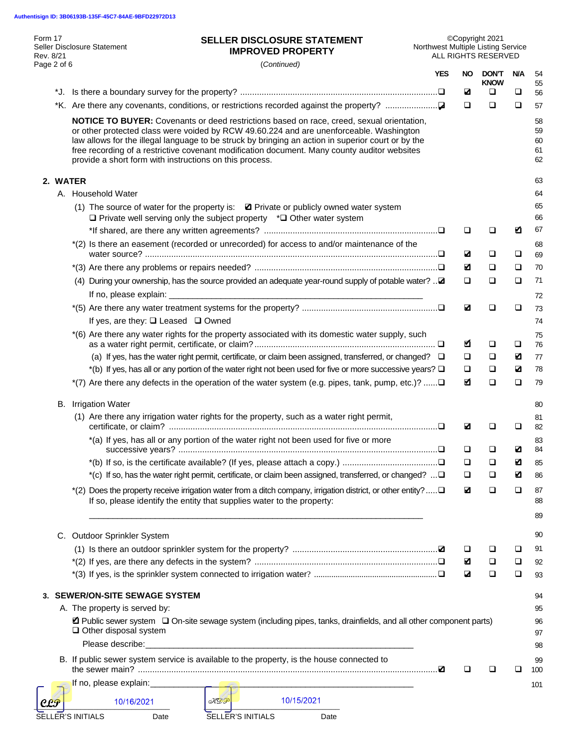Authentisign ID: 3B06193B-135F-45C7-84AE-9BFD22972D13

Form 17
Seller Disclosure Statement
Rev. 8/21

**SELLER DISCLOSURE STATEMENT**
**IMPROVED PROPERTY**
(*Continued*)

©Copyright 2021
Northwest Multiple Listing Service
ALL RIGHTS RESERVED

| | YES | NO | DON'T KNOW | N/A |
|---|---|---|---|---|
| *J. Is there a boundary survey for the property? | ❑ | ☑ | ❑ | ❑ |
| *K. Are there any covenants, conditions, or restrictions recorded against the property? | ☑ | ❑ | ❑ | ❑ |

**NOTICE TO BUYER:** Covenants or deed restrictions based on race, creed, sexual orientation, or other protected class were voided by RCW 49.60.224 and are unenforceable. Washington law allows for the illegal language to be struck by bringing an action in superior court or by the free recording of a restrictive covenant modification document. Many county auditor websites provide a short form with instructions on this process.

## 2. WATER

A. Household Water

(1) The source of water for the property is: ☑ Private or publicly owned water system ❑ Private well serving only the subject property *❑ Other water system

| | YES | NO | DON'T KNOW | N/A |
|---|---|---|---|---|
| *If shared, are there any written agreements? | ❑ | ❑ | ❑ | ☑ |
| *(2) Is there an easement (recorded or unrecorded) for access to and/or maintenance of the water source? | ❑ | ☑ | ❑ | ❑ |
| *(3) Are there any problems or repairs needed? | ❑ | ☑ | ❑ | ❑ |
| (4) During your ownership, has the source provided an adequate year-round supply of potable water? | ☑ | ❑ | ❑ | ❑ |

If no, please explain: ____________________________________________

| | YES | NO | DON'T KNOW | N/A |
|---|---|---|---|---|
| *(5) Are there any water treatment systems for the property? | ❑ | ☑ | ❑ | ❑ |

If yes, are they: ❑ Leased ❑ Owned

| | YES | NO | DON'T KNOW | N/A |
|---|---|---|---|---|
| *(6) Are there any water rights for the property associated with its domestic water supply, such as a water right permit, certificate, or claim? | ❑ | ☑ | ❑ | ❑ |
| (a) If yes, has the water right permit, certificate, or claim been assigned, transferred, or changed? | ❑ | ❑ | ❑ | ☑ |
| *(b) If yes, has all or any portion of the water right not been used for five or more successive years? | ❑ | ❑ | ❑ | ☑ |
| *(7) Are there any defects in the operation of the water system (e.g. pipes, tank, pump, etc.)? | ❑ | ☑ | ❑ | ❑ |

B. Irrigation Water

| | YES | NO | DON'T KNOW | N/A |
|---|---|---|---|---|
| (1) Are there any irrigation water rights for the property, such as a water right permit, certificate, or claim? | ❑ | ☑ | ❑ | ❑ |
| *(a) If yes, has all or any portion of the water right not been used for five or more successive years? | ❑ | ❑ | ❑ | ☑ |
| *(b) If so, is the certificate available? (If yes, please attach a copy.) | ❑ | ❑ | ❑ | ☑ |
| *(c) If so, has the water right permit, certificate, or claim been assigned, transferred, or changed? | ❑ | ❑ | ❑ | ☑ |
| *(2) Does the property receive irrigation water from a ditch company, irrigation district, or other entity? | ❑ | ☑ | ❑ | ❑ |

If so, please identify the entity that supplies water to the property:

____________________________________________

C. Outdoor Sprinkler System

| | YES | NO | DON'T KNOW | N/A |
|---|---|---|---|---|
| (1) Is there an outdoor sprinkler system for the property? | ☑ | ❑ | ❑ | ❑ |
| *(2) If yes, are there any defects in the system? | ❑ | ☑ | ❑ | ❑ |
| *(3) If yes, is the sprinkler system connected to irrigation water? | ❑ | ☑ | ❑ | ❑ |

## 3. SEWER/ON-SITE SEWAGE SYSTEM

A. The property is served by:

☑ Public sewer system ❑ On-site sewage system (including pipes, tanks, drainfields, and all other component parts) ❑ Other disposal system

Please describe:____________________________________________

| | YES | NO | DON'T KNOW | N/A |
|---|---|---|---|---|
| B. If public sewer system service is available to the property, is the house connected to the sewer main? | ☑ | ❑ | ❑ | ❑ |

If no, please explain:____________________________________________

CLP 10/16/2021 — SELLER'S INITIALS Date

KDP 10/15/2021 — SELLER'S INITIALS Date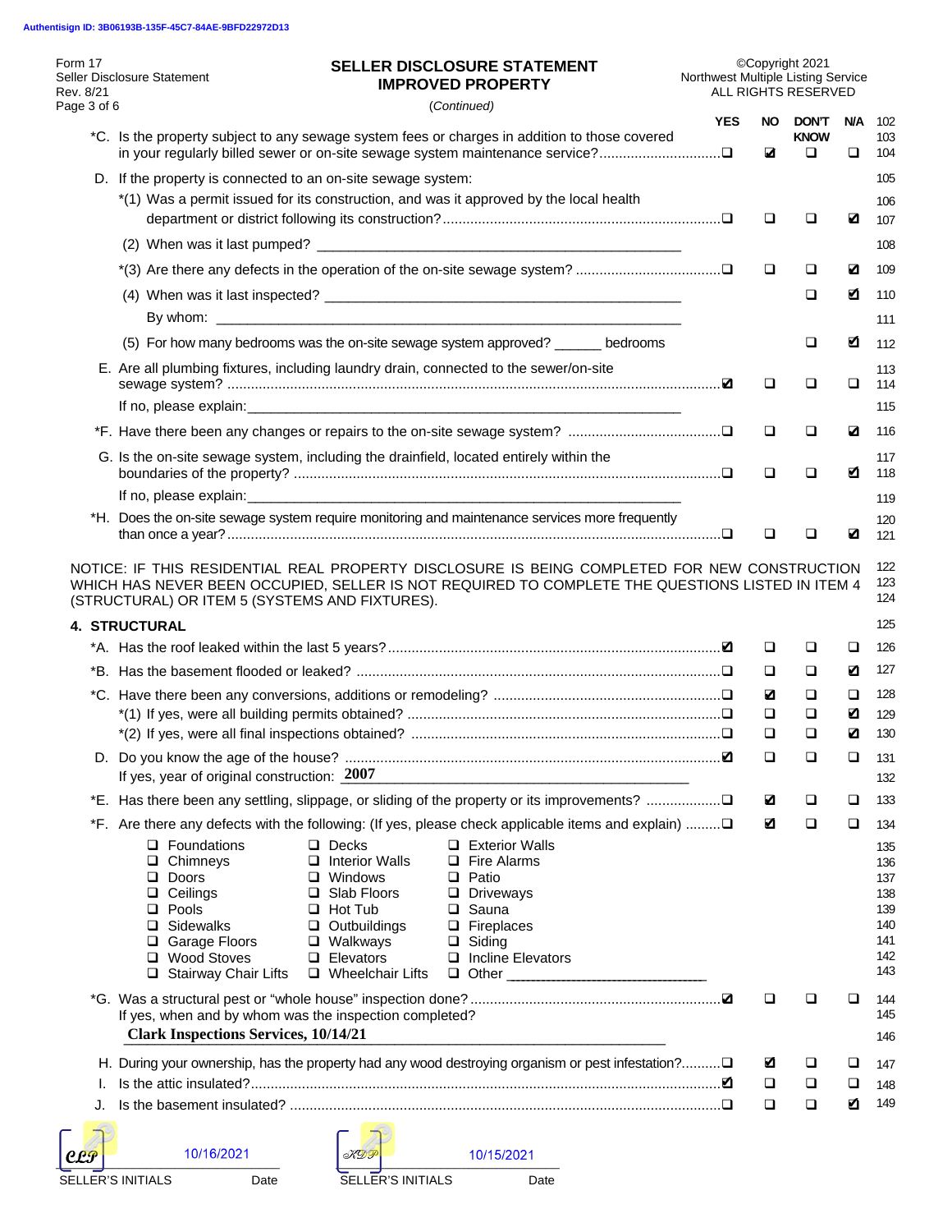Authentisign ID: 3B06193B-135F-45C7-84AE-9BFD22972D13

Form 17
Seller Disclosure Statement
Rev. 8/21

**SELLER DISCLOSURE STATEMENT**
**IMPROVED PROPERTY**
*(Continued)*

©Copyright 2021
Northwest Multiple Listing Service
ALL RIGHTS RESERVED

| | YES | NO | DON'T KNOW | N/A |
|---|---|---|---|---|
| *C. Is the property subject to any sewage system fees or charges in addition to those covered in your regularly billed sewer or on-site sewage system maintenance service? | ☐ | ☑ | ☐ | ☐ |
| D. If the property is connected to an on-site sewage system: | | | | |
| *(1) Was a permit issued for its construction, and was it approved by the local health department or district following its construction? | ☐ | ☐ | ☐ | ☑ |
| (2) When was it last pumped? ______ | | | | |
| *(3) Are there any defects in the operation of the on-site sewage system? | ☐ | ☐ | ☐ | ☑ |
| (4) When was it last inspected? ______ By whom: ______ | | | ☐ | ☑ |
| (5) For how many bedrooms was the on-site sewage system approved? ______ bedrooms | | | ☐ | ☑ |
| E. Are all plumbing fixtures, including laundry drain, connected to the sewer/on-site sewage system? If no, please explain: ______ | ☑ | ☐ | ☐ | ☐ |
| *F. Have there been any changes or repairs to the on-site sewage system? | ☐ | ☐ | ☐ | ☑ |
| G. Is the on-site sewage system, including the drainfield, located entirely within the boundaries of the property? If no, please explain: ______ | ☐ | ☐ | ☐ | ☑ |
| *H. Does the on-site sewage system require monitoring and maintenance services more frequently than once a year? | ☐ | ☐ | ☐ | ☑ |

NOTICE: IF THIS RESIDENTIAL REAL PROPERTY DISCLOSURE IS BEING COMPLETED FOR NEW CONSTRUCTION WHICH HAS NEVER BEEN OCCUPIED, SELLER IS NOT REQUIRED TO COMPLETE THE QUESTIONS LISTED IN ITEM 4 (STRUCTURAL) OR ITEM 5 (SYSTEMS AND FIXTURES).

## 4. STRUCTURAL

| | YES | NO | DON'T KNOW | N/A |
|---|---|---|---|---|
| *A. Has the roof leaked within the last 5 years? | ☑ | ☐ | ☐ | ☐ |
| *B. Has the basement flooded or leaked? | ☐ | ☐ | ☐ | ☑ |
| *C. Have there been any conversions, additions or remodeling? | ☐ | ☑ | ☐ | ☐ |
| *(1) If yes, were all building permits obtained? | ☐ | ☐ | ☐ | ☑ |
| *(2) If yes, were all final inspections obtained? | ☐ | ☐ | ☐ | ☑ |
| D. Do you know the age of the house? If yes, year of original construction: **2007** | ☑ | ☐ | ☐ | ☐ |
| *E. Has there been any settling, slippage, or sliding of the property or its improvements? | ☐ | ☑ | ☐ | ☐ |
| *F. Are there any defects with the following: (If yes, please check applicable items and explain) | ☐ | ☑ | ☐ | ☐ |

☐ Foundations ☐ Decks ☐ Exterior Walls
☐ Chimneys ☐ Interior Walls ☐ Fire Alarms
☐ Doors ☐ Windows ☐ Patio
☐ Ceilings ☐ Slab Floors ☐ Driveways
☐ Pools ☐ Hot Tub ☐ Sauna
☐ Sidewalks ☐ Outbuildings ☐ Fireplaces
☐ Garage Floors ☐ Walkways ☐ Siding
☐ Wood Stoves ☐ Elevators ☐ Incline Elevators
☐ Stairway Chair Lifts ☐ Wheelchair Lifts ☐ Other ______

| | YES | NO | DON'T KNOW | N/A |
|---|---|---|---|---|
| *G. Was a structural pest or "whole house" inspection done? If yes, when and by whom was the inspection completed? **Clark Inspections Services, 10/14/21** | ☑ | ☐ | ☐ | ☐ |
| H. During your ownership, has the property had any wood destroying organism or pest infestation? | ☐ | ☑ | ☐ | ☐ |
| I. Is the attic insulated? | ☑ | ☐ | ☐ | ☐ |
| J. Is the basement insulated? | ☐ | ☐ | ☐ | ☑ |

CLP 10/16/2021 — SELLER'S INITIALS / Date
KDP 10/15/2021 — SELLER'S INITIALS / Date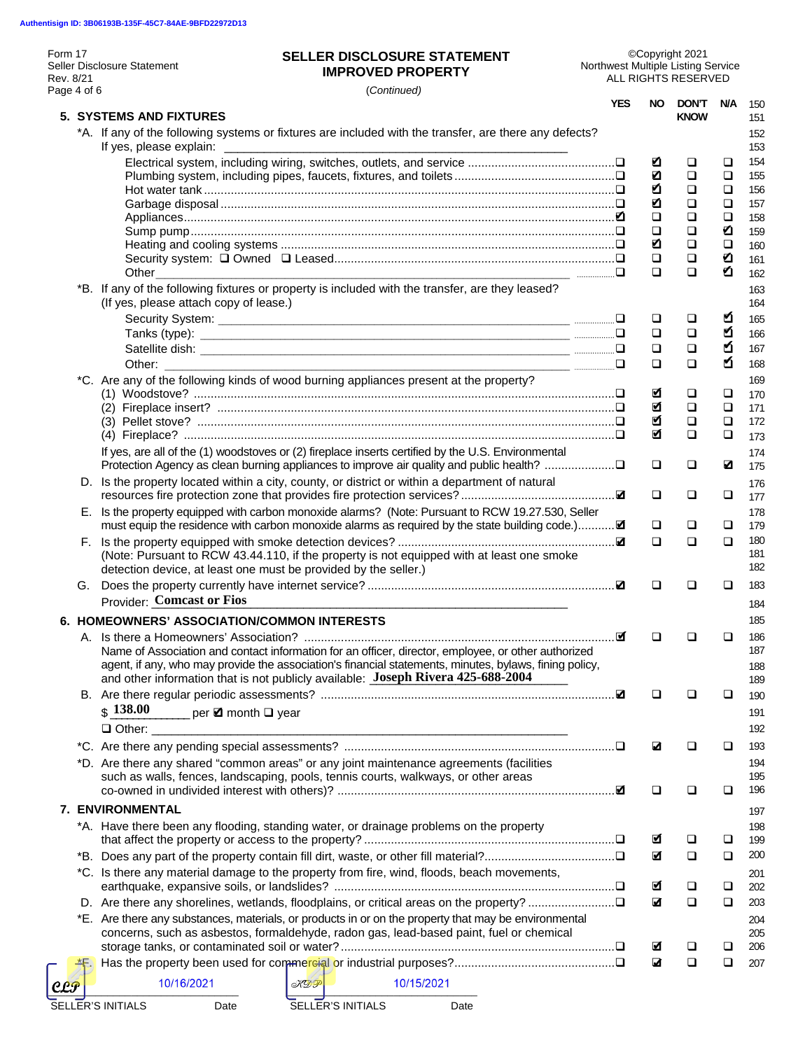Authentisign ID: 3B06193B-135F-45C7-84AE-9BFD22972D13

Form 17
Seller Disclosure Statement
Rev. 8/21

# SELLER DISCLOSURE STATEMENT
## IMPROVED PROPERTY

(Continued)

©Copyright 2021
Northwest Multiple Listing Service
ALL RIGHTS RESERVED

| | YES | NO | DON'T KNOW | N/A |
|---|---|---|---|---|
| **5. SYSTEMS AND FIXTURES** | | | | |
| *A. If any of the following systems or fixtures are included with the transfer, are there any defects? If yes, please explain: ____ | | | | |
| Electrical system, including wiring, switches, outlets, and service | ❑ | ☑ | ❑ | ❑ |
| Plumbing system, including pipes, faucets, fixtures, and toilets | ❑ | ☑ | ❑ | ❑ |
| Hot water tank | ❑ | ☑ | ❑ | ❑ |
| Garbage disposal | ❑ | ☑ | ❑ | ❑ |
| Appliances | ☑ | ❑ | ❑ | ❑ |
| Sump pump | ❑ | ❑ | ❑ | ☑ |
| Heating and cooling systems | ❑ | ☑ | ❑ | ❑ |
| Security system: ❑ Owned ❑ Leased | ❑ | ❑ | ❑ | ☑ |
| Other ____ | ❑ | ❑ | ❑ | ☑ |
| *B. If any of the following fixtures or property is included with the transfer, are they leased? (If yes, please attach copy of lease.) | | | | |
| Security System: ____ | ❑ | ❑ | ❑ | ☑ |
| Tanks (type): ____ | ❑ | ❑ | ❑ | ☑ |
| Satellite dish: ____ | ❑ | ❑ | ❑ | ☑ |
| Other: ____ | ❑ | ❑ | ❑ | ☑ |
| *C. Are any of the following kinds of wood burning appliances present at the property? | | | | |
| (1) Woodstove? | ❑ | ☑ | ❑ | ❑ |
| (2) Fireplace insert? | ❑ | ☑ | ❑ | ❑ |
| (3) Pellet stove? | ❑ | ☑ | ❑ | ❑ |
| (4) Fireplace? | ❑ | ☑ | ❑ | ❑ |
| If yes, are all of the (1) woodstoves or (2) fireplace inserts certified by the U.S. Environmental Protection Agency as clean burning appliances to improve air quality and public health? | ❑ | ❑ | ❑ | ☑ |
| D. Is the property located within a city, county, or district or within a department of natural resources fire protection zone that provides fire protection services? | ☑ | ❑ | ❑ | ❑ |
| E. Is the property equipped with carbon monoxide alarms? (Note: Pursuant to RCW 19.27.530, Seller must equip the residence with carbon monoxide alarms as required by the state building code.) | ☑ | ❑ | ❑ | ❑ |
| F. Is the property equipped with smoke detection devices? (Note: Pursuant to RCW 43.44.110, if the property is not equipped with at least one smoke detection device, at least one must be provided by the seller.) | ☑ | ❑ | ❑ | ❑ |
| G. Does the property currently have internet service? Provider: Comcast or Fios | ☑ | ❑ | ❑ | ❑ |
| **6. HOMEOWNERS' ASSOCIATION/COMMON INTERESTS** | | | | |
| A. Is there a Homeowners' Association? Name of Association and contact information for an officer, director, employee, or other authorized agent, if any, who may provide the association's financial statements, minutes, bylaws, fining policy, and other information that is not publicly available: Joseph Rivera 425-688-2004 | ☑ | ❑ | ❑ | ❑ |
| B. Are there regular periodic assessments? $ 138.00 per ☑ month ❑ year ❑ Other: ____ | ☑ | ❑ | ❑ | ❑ |
| *C. Are there any pending special assessments? | ❑ | ☑ | ❑ | ❑ |
| *D. Are there any shared "common areas" or any joint maintenance agreements (facilities such as walls, fences, landscaping, pools, tennis courts, walkways, or other areas co-owned in undivided interest with others)? | ☑ | ❑ | ❑ | ❑ |
| **7. ENVIRONMENTAL** | | | | |
| *A. Have there been any flooding, standing water, or drainage problems on the property that affect the property or access to the property? | ❑ | ☑ | ❑ | ❑ |
| *B. Does any part of the property contain fill dirt, waste, or other fill material? | ❑ | ☑ | ❑ | ❑ |
| *C. Is there any material damage to the property from fire, wind, floods, beach movements, earthquake, expansive soils, or landslides? | ❑ | ☑ | ❑ | ❑ |
| D. Are there any shorelines, wetlands, floodplains, or critical areas on the property? | ❑ | ☑ | ❑ | ❑ |
| *E. Are there any substances, materials, or products in or on the property that may be environmental concerns, such as asbestos, formaldehyde, radon gas, lead-based paint, fuel or chemical storage tanks, or contaminated soil or water? | ❑ | ☑ | ❑ | ❑ |
| *F. Has the property been used for commercial or industrial purposes? | ❑ | ☑ | ❑ | ❑ |

CLP 10/16/2021 — SELLER'S INITIALS / Date

KDP 10/15/2021 — SELLER'S INITIALS / Date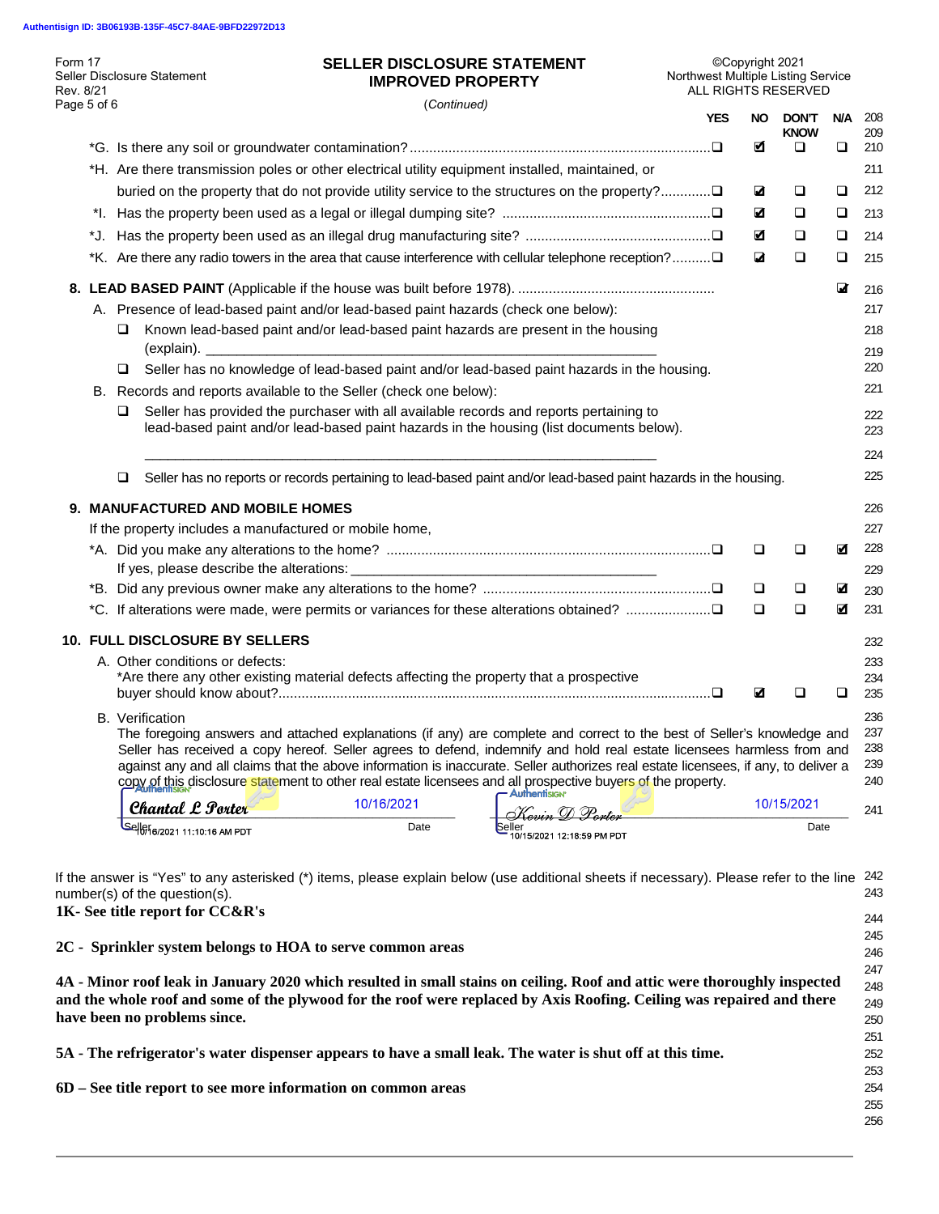Authentisign ID: 3B06193B-135F-45C7-84AE-9BFD22972D13

Form 17
Seller Disclosure Statement
Rev. 8/21

## SELLER DISCLOSURE STATEMENT
## IMPROVED PROPERTY

(Continued)

©Copyright 2021
Northwest Multiple Listing Service
ALL RIGHTS RESERVED

| | YES | NO | DON'T KNOW | N/A |
|---|---|---|---|---|
| *G. Is there any soil or groundwater contamination? | ☐ | ☑ | ☐ | ☐ |
| *H. Are there transmission poles or other electrical utility equipment installed, maintained, or buried on the property that do not provide utility service to the structures on the property? | ☐ | ☑ | ☐ | ☐ |
| *I. Has the property been used as a legal or illegal dumping site? | ☐ | ☑ | ☐ | ☐ |
| *J. Has the property been used as an illegal drug manufacturing site? | ☐ | ☑ | ☐ | ☐ |
| *K. Are there any radio towers in the area that cause interference with cellular telephone reception? | ☐ | ☑ | ☐ | ☐ |

**8. LEAD BASED PAINT** (Applicable if the house was built before 1978). ☑ N/A

A. Presence of lead-based paint and/or lead-based paint hazards (check one below):

☐ Known lead-based paint and/or lead-based paint hazards are present in the housing (explain). ____________________

☐ Seller has no knowledge of lead-based paint and/or lead-based paint hazards in the housing.

B. Records and reports available to the Seller (check one below):

☐ Seller has provided the purchaser with all available records and reports pertaining to lead-based paint and/or lead-based paint hazards in the housing (list documents below).

____________________

☐ Seller has no reports or records pertaining to lead-based paint and/or lead-based paint hazards in the housing.

**9. MANUFACTURED AND MOBILE HOMES**

If the property includes a manufactured or mobile home,

| | YES | NO | DON'T KNOW | N/A |
|---|---|---|---|---|
| *A. Did you make any alterations to the home? If yes, please describe the alterations: ____________ | ☐ | ☐ | ☐ | ☑ |
| *B. Did any previous owner make any alterations to the home? | ☐ | ☐ | ☐ | ☑ |
| *C. If alterations were made, were permits or variances for these alterations obtained? | ☐ | ☐ | ☐ | ☑ |

**10. FULL DISCLOSURE BY SELLERS**

A. Other conditions or defects:

| | YES | NO | DON'T KNOW | N/A |
|---|---|---|---|---|
| *Are there any other existing material defects affecting the property that a prospective buyer should know about? | ☐ | ☑ | ☐ | ☐ |

B. Verification

The foregoing answers and attached explanations (if any) are complete and correct to the best of Seller's knowledge and Seller has received a copy hereof. Seller agrees to defend, indemnify and hold real estate licensees harmless from and against any and all claims that the above information is inaccurate. Seller authorizes real estate licensees, if any, to deliver a copy of this disclosure statement to other real estate licensees and all prospective buyers of the property.

| Seller | Date | Seller | Date |
|---|---|---|---|
| Chantal L Porter (Authentisign 10/16/2021 11:10:16 AM PDT) | 10/16/2021 | Kevin D Porter (Authentisign 10/15/2021 12:18:59 PM PDT) | 10/15/2021 |

If the answer is "Yes" to any asterisked (*) items, please explain below (use additional sheets if necessary). Please refer to the line number(s) of the question(s).

**1K- See title report for CC&R's**

**2C - Sprinkler system belongs to HOA to serve common areas**

**4A - Minor roof leak in January 2020 which resulted in small stains on ceiling. Roof and attic were thoroughly inspected and the whole roof and some of the plywood for the roof were replaced by Axis Roofing. Ceiling was repaired and there have been no problems since.**

**5A - The refrigerator's water dispenser appears to have a small leak. The water is shut off at this time.**

**6D – See title report to see more information on common areas**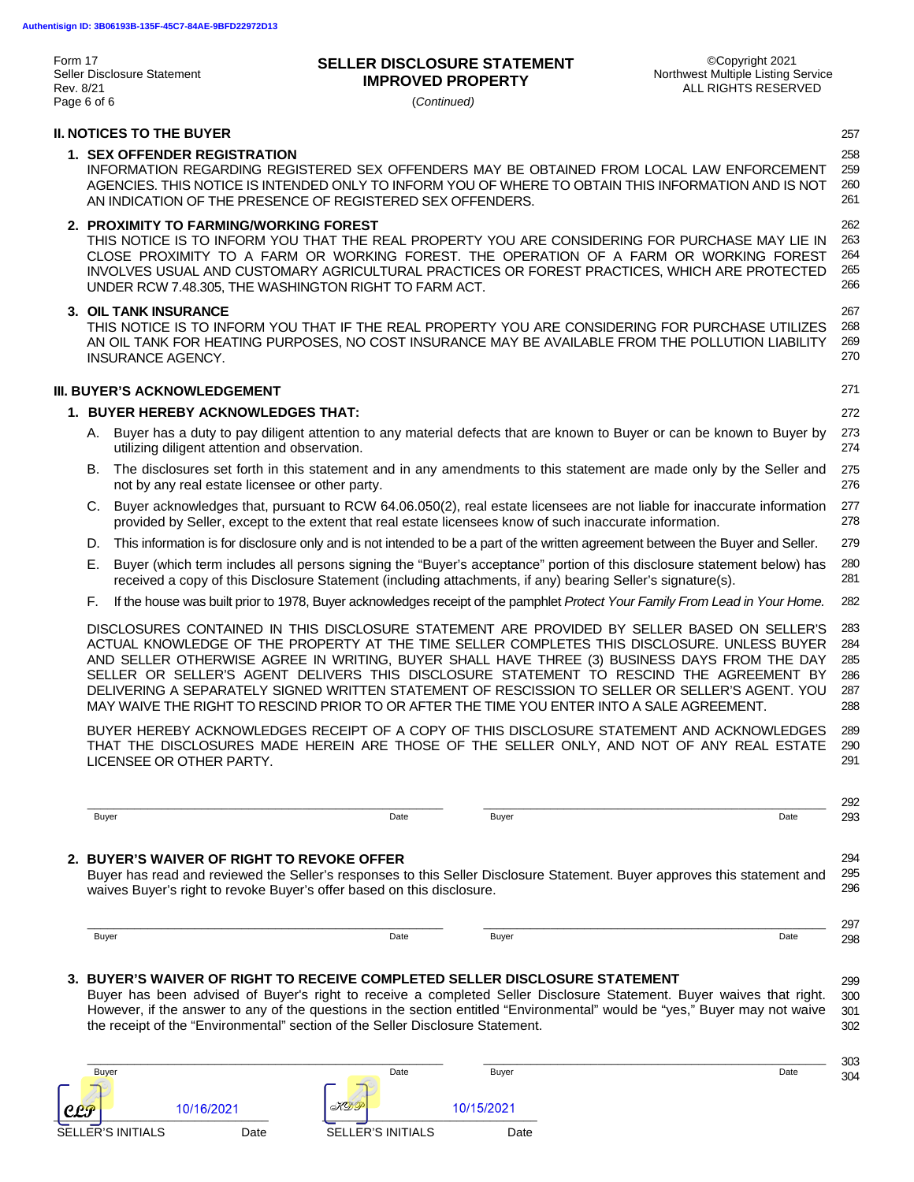Authentisign ID: 3B06193B-135F-45C7-84AE-9BFD22972D13

Form 17
Seller Disclosure Statement
Rev. 8/21
Page 6 of 6

**SELLER DISCLOSURE STATEMENT**
**IMPROVED PROPERTY**
*(Continued)*

©Copyright 2021
Northwest Multiple Listing Service
ALL RIGHTS RESERVED

## II. NOTICES TO THE BUYER

### 1. SEX OFFENDER REGISTRATION

INFORMATION REGARDING REGISTERED SEX OFFENDERS MAY BE OBTAINED FROM LOCAL LAW ENFORCEMENT AGENCIES. THIS NOTICE IS INTENDED ONLY TO INFORM YOU OF WHERE TO OBTAIN THIS INFORMATION AND IS NOT AN INDICATION OF THE PRESENCE OF REGISTERED SEX OFFENDERS.

### 2. PROXIMITY TO FARMING/WORKING FOREST

THIS NOTICE IS TO INFORM YOU THAT THE REAL PROPERTY YOU ARE CONSIDERING FOR PURCHASE MAY LIE IN CLOSE PROXIMITY TO A FARM OR WORKING FOREST. THE OPERATION OF A FARM OR WORKING FOREST INVOLVES USUAL AND CUSTOMARY AGRICULTURAL PRACTICES OR FOREST PRACTICES, WHICH ARE PROTECTED UNDER RCW 7.48.305, THE WASHINGTON RIGHT TO FARM ACT.

### 3. OIL TANK INSURANCE

THIS NOTICE IS TO INFORM YOU THAT IF THE REAL PROPERTY YOU ARE CONSIDERING FOR PURCHASE UTILIZES AN OIL TANK FOR HEATING PURPOSES, NO COST INSURANCE MAY BE AVAILABLE FROM THE POLLUTION LIABILITY INSURANCE AGENCY.

## III. BUYER'S ACKNOWLEDGEMENT

### 1. BUYER HEREBY ACKNOWLEDGES THAT:

A. Buyer has a duty to pay diligent attention to any material defects that are known to Buyer or can be known to Buyer by utilizing diligent attention and observation.

B. The disclosures set forth in this statement and in any amendments to this statement are made only by the Seller and not by any real estate licensee or other party.

C. Buyer acknowledges that, pursuant to RCW 64.06.050(2), real estate licensees are not liable for inaccurate information provided by Seller, except to the extent that real estate licensees know of such inaccurate information.

D. This information is for disclosure only and is not intended to be a part of the written agreement between the Buyer and Seller.

E. Buyer (which term includes all persons signing the "Buyer's acceptance" portion of this disclosure statement below) has received a copy of this Disclosure Statement (including attachments, if any) bearing Seller's signature(s).

F. If the house was built prior to 1978, Buyer acknowledges receipt of the pamphlet *Protect Your Family From Lead in Your Home.*

DISCLOSURES CONTAINED IN THIS DISCLOSURE STATEMENT ARE PROVIDED BY SELLER BASED ON SELLER'S ACTUAL KNOWLEDGE OF THE PROPERTY AT THE TIME SELLER COMPLETES THIS DISCLOSURE. UNLESS BUYER AND SELLER OTHERWISE AGREE IN WRITING, BUYER SHALL HAVE THREE (3) BUSINESS DAYS FROM THE DAY SELLER OR SELLER'S AGENT DELIVERS THIS DISCLOSURE STATEMENT TO RESCIND THE AGREEMENT BY DELIVERING A SEPARATELY SIGNED WRITTEN STATEMENT OF RESCISSION TO SELLER OR SELLER'S AGENT. YOU MAY WAIVE THE RIGHT TO RESCIND PRIOR TO OR AFTER THE TIME YOU ENTER INTO A SALE AGREEMENT.

BUYER HEREBY ACKNOWLEDGES RECEIPT OF A COPY OF THIS DISCLOSURE STATEMENT AND ACKNOWLEDGES THAT THE DISCLOSURES MADE HEREIN ARE THOSE OF THE SELLER ONLY, AND NOT OF ANY REAL ESTATE LICENSEE OR OTHER PARTY.

Buyer ______ Date ______ Buyer ______ Date ______

### 2. BUYER'S WAIVER OF RIGHT TO REVOKE OFFER

Buyer has read and reviewed the Seller's responses to this Seller Disclosure Statement. Buyer approves this statement and waives Buyer's right to revoke Buyer's offer based on this disclosure.

Buyer ______ Date ______ Buyer ______ Date ______

### 3. BUYER'S WAIVER OF RIGHT TO RECEIVE COMPLETED SELLER DISCLOSURE STATEMENT

Buyer has been advised of Buyer's right to receive a completed Seller Disclosure Statement. Buyer waives that right. However, if the answer to any of the questions in the section entitled "Environmental" would be "yes," Buyer may not waive the receipt of the "Environmental" section of the Seller Disclosure Statement.

Buyer ______ Date ______ Buyer ______ Date ______

SELLER'S INITIALS: CLP Date: 10/16/2021 SELLER'S INITIALS: KDP Date: 10/15/2021